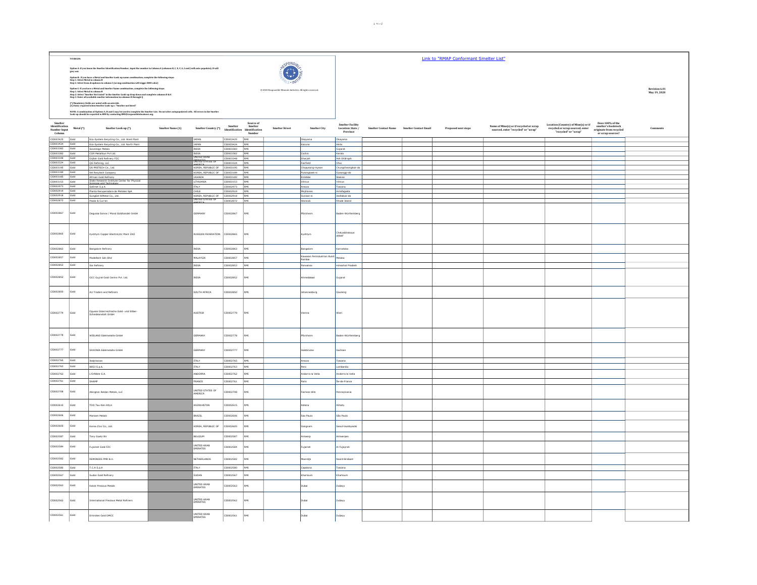TO BEGIN:

Option A: If you know the Smelter Identification Number, input the number in Column A (columns B, C, E, F, G, I and J will auto-populate). D will grey out.

Option B: If you have a Metal and Smelter Look-up name combination, complete the following steps:
Step 1. Select Metal in column B
Step 2. Select from dropdown in column C (wrong combination will trigger RED color)

Option C: If you have a Metal and Smelter Name combination, complete the following steps:
Step 1. Select Metal in column B
Step 2: Select "Smelter Not Listed" in the Smelter Look-up drop down and complete columns D & E
Step 3. Enter all available smelter information in columns H through Q

(*) Mandatory fields are noted with an asterisk.
(1) Entry required when Smelter Look-up = "Smelter not listed"

NOTE: A combination of Options A, B and C may be used to complete the Smelter List. Do not alter autopopulated cells. All errors in the Smelter Look-up should be reported to RMI by contacting RMI@responsiblebusiness.org.

© 2020 Responsible Minerals Initiative. All rights reserved.

Link to "RMAP Conformant Smelter List"

Revision 6.01
May 19, 2020

| Smelter Identification Number Input Column | Metal (*) | Smelter Look-up (*) | Smelter Name (1) | Smelter Country (*) | Smelter Identification | Source of Smelter Identification Number | Smelter Street | Smelter City | Smelter Facility Location: State / Province | Smelter Contact Name | Smelter Contact Email | Proposed next steps | Name of Mine(s) or if recycled or scrap sourced, enter "recycled" or "scrap" | Location (Country) of Mine(s) or if recycled or scrap sourced, enter "recycled" or "scrap" | Does 100% of the smelter's feedstock originate from recycled or scrap sources? | Comments |
|---|---|---|---|---|---|---|---|---|---|---|---|---|---|---|---|---|
| CID003425 | Gold | Eco-System Recycling Co., Ltd. West Plant | | JAPAN | CID003425 | RMI | | Okayama | Okayama | | | | | | | |
| CID003424 | Gold | Eco-System Recycling Co., Ltd. North Plant | | JAPAN | CID003424 | RMI | | Kazuno | Akita | | | | | | | |
| CID003383 | Gold | Sovereign Metals | | INDIA | CID003383 | RMI | | | Gujarat | | | | | | | |
| CID003382 | Gold | CGR Metalloys Pvt Ltd. | | INDIA | CID003382 | RMI | | Cochin | Kerala | | | | | | | |
| CID003348 | Gold | Dijllah Gold Refinery FZC | | UNITED ARAB EMIRATES | CID003348 | RMI | | Sharjah | Ash Shāriqah | | | | | | | |
| CID003324 | Gold | QG Refining, LLC | | UNITED STATES OF AMERICA | CID003324 | RMI | | Fairfield | Ohio | | | | | | | |
| CID003195 | Gold | DS PRETECH Co., Ltd. | | KOREA, REPUBLIC OF | CID003195 | RMI | | Chopyeong-myeon | Chungcheongbuk-do | | | | | | | |
| CID003189 | Gold | NH Recytech Company | | KOREA, REPUBLIC OF | CID003189 | RMI | | Pyeongtaek-si | Gyeonggi-do | | | | | | | |
| CID003185 | Gold | African Gold Refinery | | UGANDA | CID003185 | RMI | | Entebbe | Wakiso | | | | | | | |
| CID003153 | Gold | State Research Institute Center for Physical Sciences and Technology | | LITHUANIA | CID003153 | RMI | | Vilnius | Vilnius | | | | | | | |
| CID002973 | Gold | Safimet S.p.A | | ITALY | CID002973 | RMI | | Arezzo | Toscana | | | | | | | |
| CID002919 | Gold | Planta Recuperadora de Metales SpA | | CHILE | CID002919 | RMI | | Mejillones | Antofagasta | | | | | | | |
| CID002918 | Gold | SungEel HiMetal Co., Ltd. | | KOREA, REPUBLIC OF | CID002918 | RMI | | Gunsan-si | Jeollabuk-do | | | | | | | |
| CID002872 | Gold | Pease & Curren | | UNITED STATES OF AMERICA | CID002872 | RMI | | Warwick | Rhode Island | | | | | | | |
| CID002867 | Gold | Degussa Sonne / Mond Goldhandel GmbH | | GERMANY | CID002867 | RMI | | Pforzheim | Baden-Württemberg | | | | | | | |
| CID002865 | Gold | Kyshtym Copper-Electrolytic Plant ZAO | | RUSSIAN FEDERATION | CID002865 | RMI | | Kyshtym | Chelyabinskaya oblast' | | | | | | | |
| CID002863 | Gold | Bangalore Refinery | | INDIA | CID002863 | RMI | | Bangalore | Karnataka | | | | | | | |
| CID002857 | Gold | Modeltech Sdn Bhd | | MALAYSIA | CID002857 | RMI | | Kawasan Perindustrian Bukit Rambai | Melaka | | | | | | | |
| CID002853 | Gold | Sai Refinery | | INDIA | CID002853 | RMI | | Parwanoo | Himachal Pradesh | | | | | | | |
| CID002852 | Gold | GCC Gujrat Gold Centre Pvt. Ltd. | | INDIA | CID002852 | RMI | | Ahmedabad | Gujarat | | | | | | | |
| CID002850 | Gold | AU Traders and Refiners | | SOUTH AFRICA | CID002850 | RMI | | Johannesburg | Gauteng | | | | | | | |
| CID002779 | Gold | Ogussa Osterreichische Gold- und Silber-Scheideanstalt GmbH | | AUSTRIA | CID002779 | RMI | | Vienna | Wien | | | | | | | |
| CID002778 | Gold | WIELAND Edelmetalle GmbH | | GERMANY | CID002778 | RMI | | Pforzheim | Baden-Württemberg | | | | | | | |
| CID002777 | Gold | SAXONIA Edelmetalle GmbH | | GERMANY | CID002777 | RMI | | Halsbrücke | Sachsen | | | | | | | |
| CID002765 | Gold | Italpreziosi | | ITALY | CID002765 | RMI | | Arezzo | Toscana | | | | | | | |
| CID002763 | Gold | 8853 S.p.A. | | ITALY | CID002763 | RMI | | Pero | Lombardia | | | | | | | |
| CID002762 | Gold | L'Orfebre S.A. | | ANDORRA | CID002762 | RMI | | Andorra la Vella | Andorra la Vella | | | | | | | |
| CID002761 | Gold | SAAMP | | FRANCE | CID002761 | RMI | | Paris | Île-de-France | | | | | | | |
| CID002708 | Gold | Abington Reldan Metals, LLC | | UNITED STATES OF AMERICA | CID002708 | RMI | | Fairless Hills | Pennsylvania | | | | | | | |
| CID002615 | Gold | TOO Tau-Ken-Altyn | | KAZAKHSTAN | CID002615 | RMI | | Astana | Almaty | | | | | | | |
| CID002606 | Gold | Marsam Metals | | BRAZIL | CID002606 | RMI | | Sao Paulo | São Paulo | | | | | | | |
| CID002605 | Gold | Korea Zinc Co., Ltd. | | KOREA, REPUBLIC OF | CID002605 | RMI | | Gangnam | Seoul-teukbyeolsi | | | | | | | |
| CID002587 | Gold | Tony Goetz NV | | BELGIUM | CID002587 | RMI | | Antwerp | Antwerpen | | | | | | | |
| CID002584 | Gold | Fujairah Gold FZC | | UNITED ARAB EMIRATES | CID002584 | RMI | | Fujairah | Al Fujayrah | | | | | | | |
| CID002582 | Gold | REMONDIS PMR B.V. | | NETHERLANDS | CID002582 | RMI | | Moerdijk | Noord-Brabant | | | | | | | |
| CID002580 | Gold | T.C.A S.p.A | | ITALY | CID002580 | RMI | | Capolona | Toscana | | | | | | | |
| CID002567 | Gold | Sudan Gold Refinery | | SUDAN | CID002567 | RMI | | Khartoum | Khartoum | | | | | | | |
| CID002563 | Gold | Kaloti Precious Metals | | UNITED ARAB EMIRATES | CID002563 | RMI | | Dubai | Dubayy | | | | | | | |
| CID002562 | Gold | International Precious Metal Refiners | | UNITED ARAB EMIRATES | CID002562 | RMI | | Dubai | Dubayy | | | | | | | |
| CID002561 | Gold | Emirates Gold DMCC | | UNITED ARAB EMIRATES | CID002561 | RMI | | Dubai | Dubayy | | | | | | | |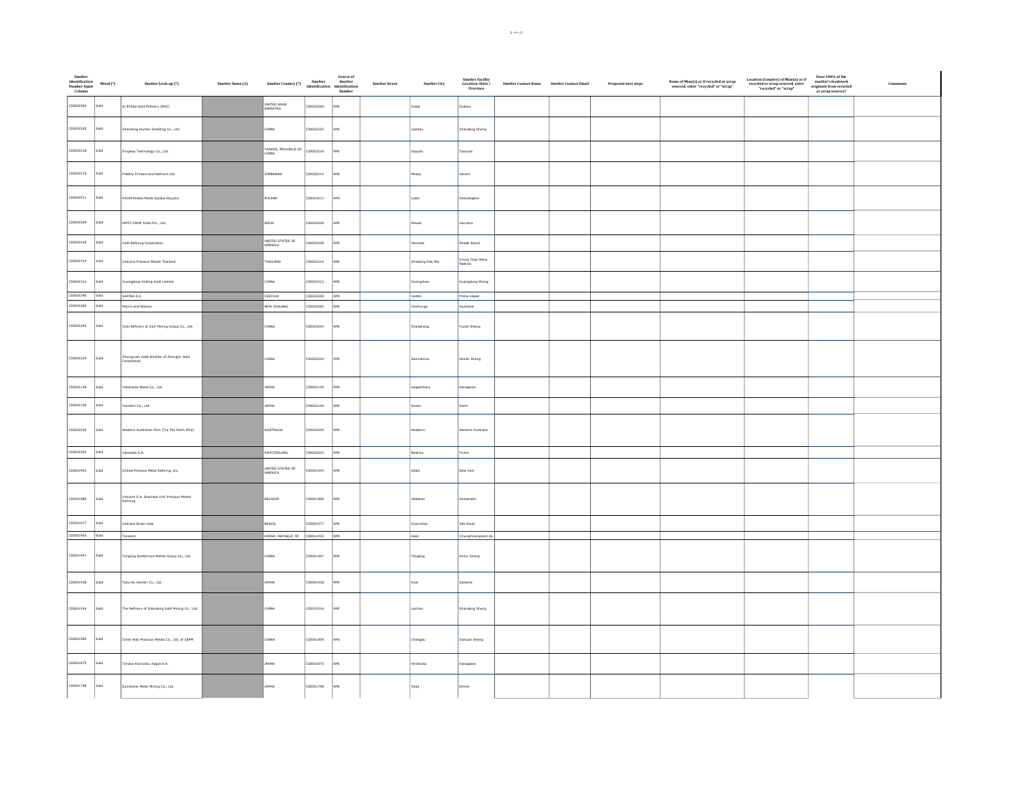| Smelter Identification Number Input Column | Metal (*) | Smelter Look-up (*) | Smelter Name (1) | Smelter Country (*) | Smelter Identification | Source of Smelter Identification Number | Smelter Street | Smelter City | Smelter Facility Location: State / Province | Smelter Contact Name | Smelter Contact Email | Proposed next steps | Name of Mine(s) or if recycled or scrap sourced, enter "recycled" or "scrap" | Location (Country) of Mine(s) or if recycled or scrap sourced, enter "recycled" or "scrap" | Does 100% of the smelter's feedstock originate from recycled or scrap sources? | Comments |
|---|---|---|---|---|---|---|---|---|---|---|---|---|---|---|---|---|
| CID002560 | Gold | Al Etihad Gold Refinery DMCC | | UNITED ARAB EMIRATES | CID002560 | RMI | | Dubai | Dubayy | | | | | | | |
| CID002525 | Gold | Shandong Humon Smelting Co., Ltd. | | CHINA | CID002525 | RMI | | Laizhou | Shandong Sheng | | | | | | | |
| CID002516 | Gold | Singway Technology Co., Ltd. | | TAIWAN, PROVINCE OF CHINA | CID002516 | RMI | | Dayuan | Taoyuan | | | | | | | |
| CID002515 | Gold | Fidelity Printers and Refiners Ltd. | | ZIMBABWE | CID002515 | RMI | | Msasa | Harare | | | | | | | |
| CID002511 | Gold | KGHM Polska Miedz Spolka Akcyjna | | POLAND | CID002511 | RMI | | Lubin | Dolnośląskie | | | | | | | |
| CID002509 | Gold | MMTC-PAMP India Pvt., Ltd. | | INDIA | CID002509 | RMI | | Mewat | Haryana | | | | | | | |
| CID002459 | Gold | Geib Refining Corporation | | UNITED STATES OF AMERICA | CID002459 | RMI | | Warwick | Rhode Island | | | | | | | |
| CID002314 | Gold | Umicore Precious Metals Thailand | | THAILAND | CID002314 | RMI | | Khwaeng Dok Mai | Krung Thep Maha Nakhon | | | | | | | |
| CID002312 | Gold | Guangdong Jinding Gold Limited | | CHINA | CID002312 | RMI | | Guangzhou | Guangdong Sheng | | | | | | | |
| CID002290 | Gold | SAFINA A.S. | | CZECHIA | CID002290 | RMI | | Vestec | Praha-západ | | | | | | | |
| CID002282 | Gold | Morris and Watson | | NEW ZEALAND | CID002282 | RMI | | Onehunga | Auckland | | | | | | | |
| CID002243 | Gold | Gold Refinery of Zijin Mining Group Co., Ltd. | | CHINA | CID002243 | RMI | | Shanghang | Fujian Sheng | | | | | | | |
| CID002224 | Gold | Zhongyuan Gold Smelter of Zhongjin Gold Corporation | | CHINA | CID002224 | RMI | | Sanmenxia | Henan Sheng | | | | | | | |
| CID002129 | Gold | Yokohama Metal Co., Ltd. | | JAPAN | CID002129 | RMI | | Sagamihara | Kanagawa | | | | | | | |
| CID002100 | Gold | Yamakin Co., Ltd. | | JAPAN | CID002100 | RMI | | Konan | Kochi | | | | | | | |
| CID002030 | Gold | Western Australian Mint (T/a The Perth Mint) | | AUSTRALIA | CID002030 | RMI | | Newburn | Western Australia | | | | | | | |
| CID002003 | Gold | Valcambi S.A. | | SWITZERLAND | CID002003 | RMI | | Balerna | Ticino | | | | | | | |
| CID001993 | Gold | United Precious Metal Refining, Inc. | | UNITED STATES OF AMERICA | CID001993 | RMI | | Alden | New York | | | | | | | |
| CID001980 | Gold | Umicore S.A. Business Unit Precious Metals Refining | | BELGIUM | CID001980 | RMI | | Hoboken | Antwerpen | | | | | | | |
| CID001977 | Gold | Umicore Brasil Ltda. | | BRAZIL | CID001977 | RMI | | Guarulhos | São Paulo | | | | | | | |
| CID001955 | Gold | Torecom | | KOREA, REPUBLIC OF | CID001955 | RMI | | Asan | Chungcheongnam-do | | | | | | | |
| CID001947 | Gold | Tongling Nonferrous Metals Group Co., Ltd. | | CHINA | CID001947 | RMI | | Tongling | Anhui Sheng | | | | | | | |
| CID001938 | Gold | Tokuriki Honten Co., Ltd. | | JAPAN | CID001938 | RMI | | Kuki | Saitama | | | | | | | |
| CID001916 | Gold | The Refinery of Shandong Gold Mining Co., Ltd. | | CHINA | CID001916 | RMI | | Laizhou | Shandong Sheng | | | | | | | |
| CID001909 | Gold | Great Wall Precious Metals Co., Ltd. of CBPM | | CHINA | CID001909 | RMI | | Chengdu | Sichuan Sheng | | | | | | | |
| CID001875 | Gold | Tanaka Kikinzoku Kogyo K.K. | | JAPAN | CID001875 | RMI | | Hiratsuka | Kanagawa | | | | | | | |
| CID001798 | Gold | Sumitomo Metal Mining Co., Ltd. | | JAPAN | CID001798 | RMI | | Saijo | Ehime | | | | | | | |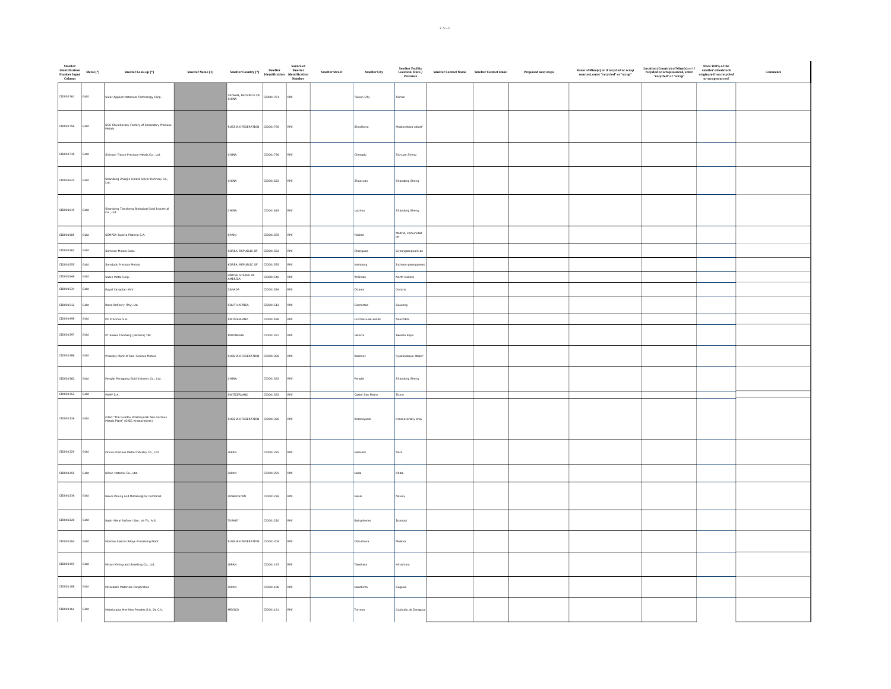| Smelter Identification Number Input Column | Metal (*) | Smelter Look-up (*) | Smelter Name (1) | Smelter Country (*) | Smelter Identification | Source of Smelter Identification Number | Smelter Street | Smelter City | Smelter Facility Location: State / Province | Smelter Contact Name | Smelter Contact Email | Proposed next steps | Name of Mine(s) or if recycled or scrap sourced, enter "recycled" or "scrap" | Location (Country) of Mine(s) or if recycled or scrap sourced, enter "recycled" or "scrap" | Does 100% of the smelter's feedstock originate from recycled or scrap sources? | Comments |
|---|---|---|---|---|---|---|---|---|---|---|---|---|---|---|---|---|
| CID001761 | Gold | Solar Applied Materials Technology Corp. | | TAIWAN, PROVINCE OF CHINA | CID001761 | RMI | | Tainan City | Tainan | | | | | | | |
| CID001756 | Gold | SOE Shyolkovsky Factory of Secondary Precious Metals | | RUSSIAN FEDERATION | CID001756 | RMI | | Shyolkovo | Moskovskaja oblast' | | | | | | | |
| CID001736 | Gold | Sichuan Tianze Precious Metals Co., Ltd. | | CHINA | CID001736 | RMI | | Chengdu | Sichuan Sheng | | | | | | | |
| CID001622 | Gold | Shandong Zhaojin Gold & Silver Refinery Co., Ltd. | | CHINA | CID001622 | RMI | | Zhaoyuan | Shandong Sheng | | | | | | | |
| CID001619 | Gold | Shandong Tiancheng Biological Gold Industrial Co., Ltd. | | CHINA | CID001619 | RMI | | Laizhou | Shandong Sheng | | | | | | | |
| CID001585 | Gold | SEMPSA Joyeria Plateria S.A. | | SPAIN | CID001585 | RMI | | Madrid | Madrid, Comunidad de | | | | | | | |
| CID001562 | Gold | Samwon Metals Corp. | | KOREA, REPUBLIC OF | CID001562 | RMI | | Changwon | Gyeongsangnam-do | | | | | | | |
| CID001555 | Gold | Samduck Precious Metals | | KOREA, REPUBLIC OF | CID001555 | RMI | | Namdong | Incheon-gwangyeoksi | | | | | | | |
| CID001546 | Gold | Sabin Metal Corp. | | UNITED STATES OF AMERICA | CID001546 | RMI | | Williston | North Dakota | | | | | | | |
| CID001534 | Gold | Royal Canadian Mint | | CANADA | CID001534 | RMI | | Ottawa | Ontario | | | | | | | |
| CID001512 | Gold | Rand Refinery (Pty) Ltd. | | SOUTH AFRICA | CID001512 | RMI | | Germiston | Gauteng | | | | | | | |
| CID001498 | Gold | PX Précinox S.A. | | SWITZERLAND | CID001498 | RMI | | La Chaux-de-Fonds | Neuchâtel | | | | | | | |
| CID001397 | Gold | PT Aneka Tambang (Persero) Tbk | | INDONESIA | CID001397 | RMI | | Jakarta | Jakarta Raya | | | | | | | |
| CID001386 | Gold | Prioksky Plant of Non-Ferrous Metals | | RUSSIAN FEDERATION | CID001386 | RMI | | Kasimov | Ryazanskaya oblast' | | | | | | | |
| CID001362 | Gold | Penglai Penggang Gold Industry Co., Ltd. | | CHINA | CID001362 | RMI | | Penglai | Shandong Sheng | | | | | | | |
| CID001352 | Gold | PAMP S.A. | | SWITZERLAND | CID001352 | RMI | | Castel San Pietro | Ticino | | | | | | | |
| CID001326 | Gold | OJSC "The Gulidov Krasnoyarsk Non-Ferrous Metals Plant" (OJSC Krastsvetmet) | | RUSSIAN FEDERATION | CID001326 | RMI | | Krasnoyarsk | Krasnoyarskiy kray | | | | | | | |
| CID001325 | Gold | Ohura Precious Metal Industry Co., Ltd. | | JAPAN | CID001325 | RMI | | Nara-shi | Nara | | | | | | | |
| CID001259 | Gold | Nihon Material Co., Ltd. | | JAPAN | CID001259 | RMI | | Noda | Chiba | | | | | | | |
| CID001236 | Gold | Navoi Mining and Metallurgical Combinat | | UZBEKISTAN | CID001236 | RMI | | Navoi | Navoiy | | | | | | | |
| CID001220 | Gold | Nadir Metal Rafineri San. Ve Tic. A.S. | | TURKEY | CID001220 | RMI | | Bahcelievler | Istanbul | | | | | | | |
| CID001204 | Gold | Moscow Special Alloys Processing Plant | | RUSSIAN FEDERATION | CID001204 | RMI | | Obrucheva | Moskva | | | | | | | |
| CID001193 | Gold | Mitsui Mining and Smelting Co., Ltd. | | JAPAN | CID001193 | RMI | | Takehara | Hiroshima | | | | | | | |
| CID001188 | Gold | Mitsubishi Materials Corporation | | JAPAN | CID001188 | RMI | | Naoshima | Kagawa | | | | | | | |
| CID001161 | Gold | Metalurgica Met-Mex Penoles S.A. De C.V. | | MEXICO | CID001161 | RMI | | Torreon | Coahuila de Zaragoza | | | | | | | |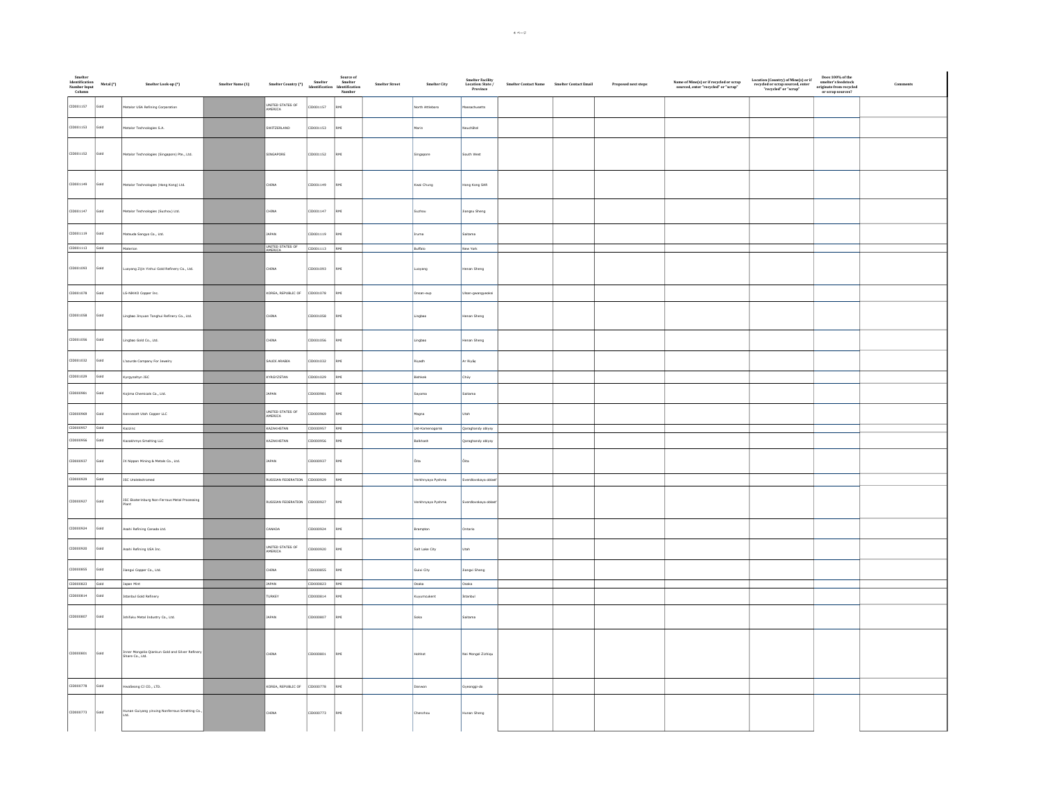| Smelter Identification Number Input Column | Metal (*) | Smelter Look-up (*) | Smelter Name (1) | Smelter Country (*) | Smelter Identification | Source of Smelter Identification Number | Smelter Street | Smelter City | Smelter Facility Location: State / Province | Smelter Contact Name | Smelter Contact Email | Proposed next steps | Name of Mine(s) or if recycled or scrap sourced, enter "recycled" or "scrap" | Location (Country) of Mine(s) or if recycled or scrap sourced, enter "recycled" or "scrap" | Does 100% of the smelter's feedstock originate from recycled or scrap sources? | Comments |
|---|---|---|---|---|---|---|---|---|---|---|---|---|---|---|---|---|
| CID001157 | Gold | Metalor USA Refining Corporation | | UNITED STATES OF AMERICA | CID001157 | RMI | | North Attleboro | Massachusetts | | | | | | | |
| CID001153 | Gold | Metalor Technologies S.A. | | SWITZERLAND | CID001153 | RMI | | Marin | Neuchâtel | | | | | | | |
| CID001152 | Gold | Metalor Technologies (Singapore) Pte., Ltd. | | SINGAPORE | CID001152 | RMI | | Singapore | South West | | | | | | | |
| CID001149 | Gold | Metalor Technologies (Hong Kong) Ltd. | | CHINA | CID001149 | RMI | | Kwai Chung | Hong Kong SAR | | | | | | | |
| CID001147 | Gold | Metalor Technologies (Suzhou) Ltd. | | CHINA | CID001147 | RMI | | Suzhou | Jiangsu Sheng | | | | | | | |
| CID001119 | Gold | Matsuda Sangyo Co., Ltd. | | JAPAN | CID001119 | RMI | | Iruma | Saitama | | | | | | | |
| CID001113 | Gold | Materion | | UNITED STATES OF AMERICA | CID001113 | RMI | | Buffalo | New York | | | | | | | |
| CID001093 | Gold | Luoyang Zijin Yinhui Gold Refinery Co., Ltd. | | CHINA | CID001093 | RMI | | Luoyang | Henan Sheng | | | | | | | |
| CID001078 | Gold | LS-NIKKO Copper Inc. | | KOREA, REPUBLIC OF | CID001078 | RMI | | Onsan-eup | Ulsan-gwangyeoksi | | | | | | | |
| CID001058 | Gold | Lingbao Jinyuan Tonghui Refinery Co., Ltd. | | CHINA | CID001058 | RMI | | Lingbao | Henan Sheng | | | | | | | |
| CID001056 | Gold | Lingbao Gold Co., Ltd. | | CHINA | CID001056 | RMI | | Lingbao | Henan Sheng | | | | | | | |
| CID001032 | Gold | L'azurde Company For Jewelry | | SAUDI ARABIA | CID001032 | RMI | | Riyadh | Ar Riyāḑ | | | | | | | |
| CID001029 | Gold | Kyrgyzaltyn JSC | | KYRGYZSTAN | CID001029 | RMI | | Bishkek | Chüy | | | | | | | |
| CID000981 | Gold | Kojima Chemicals Co., Ltd. | | JAPAN | CID000981 | RMI | | Sayama | Saitama | | | | | | | |
| CID000969 | Gold | Kennecott Utah Copper LLC | | UNITED STATES OF AMERICA | CID000969 | RMI | | Magna | Utah | | | | | | | |
| CID000957 | Gold | Kazzinc | | KAZAKHSTAN | CID000957 | RMI | | Ust-Kamenogorsk | Qaraghandy oblysy | | | | | | | |
| CID000956 | Gold | Kazakhmys Smelting LLC | | KAZAKHSTAN | CID000956 | RMI | | Balkhash | Qaraghandy oblysy | | | | | | | |
| CID000937 | Gold | JX Nippon Mining & Metals Co., Ltd. | | JAPAN | CID000937 | RMI | | Ōita | Ōita | | | | | | | |
| CID000929 | Gold | JSC Uralelectromed | | RUSSIAN FEDERATION | CID000929 | RMI | | Verkhnyaya Pyshma | Sverdlovskaya oblast' | | | | | | | |
| CID000927 | Gold | JSC Ekaterinburg Non-Ferrous Metal Processing Plant | | RUSSIAN FEDERATION | CID000927 | RMI | | Verkhnyaya Pyshma | Sverdlovskaya oblast' | | | | | | | |
| CID000924 | Gold | Asahi Refining Canada Ltd. | | CANADA | CID000924 | RMI | | Brampton | Ontario | | | | | | | |
| CID000920 | Gold | Asahi Refining USA Inc. | | UNITED STATES OF AMERICA | CID000920 | RMI | | Salt Lake City | Utah | | | | | | | |
| CID000855 | Gold | Jiangxi Copper Co., Ltd. | | CHINA | CID000855 | RMI | | Guixi City | Jiangxi Sheng | | | | | | | |
| CID000823 | Gold | Japan Mint | | JAPAN | CID000823 | RMI | | Osaka | Osaka | | | | | | | |
| CID000814 | Gold | Istanbul Gold Refinery | | TURKEY | CID000814 | RMI | | Kuyumcukent | İstanbul | | | | | | | |
| CID000807 | Gold | Ishifuku Metal Industry Co., Ltd. | | JAPAN | CID000807 | RMI | | Soka | Saitama | | | | | | | |
| CID000801 | Gold | Inner Mongolia Qiankun Gold and Silver Refinery Share Co., Ltd. | | CHINA | CID000801 | RMI | | Hohhot | Nei Mongol Zizhiqu | | | | | | | |
| CID000778 | Gold | HwaSeong CJ CO., LTD. | | KOREA, REPUBLIC OF | CID000778 | RMI | | Danwon | Gyeonggi-do | | | | | | | |
| CID000773 | Gold | Hunan Guiyang yinxing Nonferrous Smelting Co., Ltd. | | CHINA | CID000773 | RMI | | Chenzhou | Hunan Sheng | | | | | | | |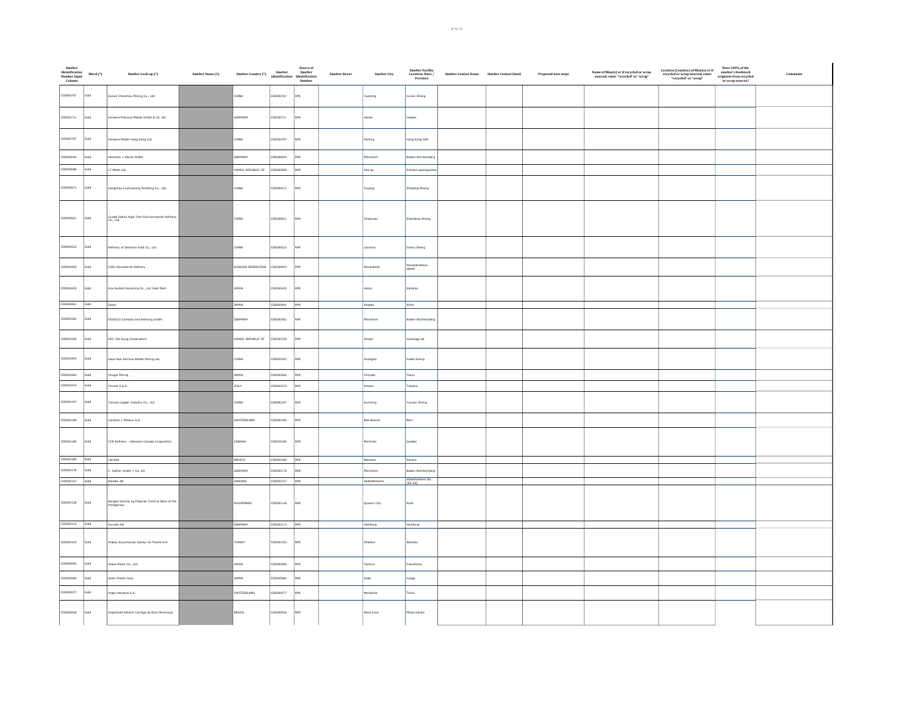| Smelter Identification Number Input Column | Metal (*) | Smelter Look-up (*) | Smelter Name (1) | Smelter Country (*) | Smelter Identification | Source of Smelter Identification Number | Smelter Street | Smelter City | Smelter Facility Location: State / Province | Smelter Contact Name | Smelter Contact Email | Proposed next steps | Name of Mine(s) or if recycled or scrap sourced, enter "recycled" or "scrap" | Location (Country) of Mine(s) or if recycled or scrap sourced, enter "recycled" or "scrap" | Does 100% of the smelter's feedstock originate from recycled or scrap sources? | Comments |
|---|---|---|---|---|---|---|---|---|---|---|---|---|---|---|---|---|
| CID000767 | Gold | Hunan Chenzhou Mining Co., Ltd. | | CHINA | CID000767 | RMI | | Yuanling | Hunan Sheng | | | | | | | |
| CID000711 | Gold | Heraeus Precious Metals GmbH & Co. KG | | GERMANY | CID000711 | RMI | | Hanau | Hessen | | | | | | | |
| CID000707 | Gold | Heraeus Metals Hong Kong Ltd. | | CHINA | CID000707 | RMI | | Fanling | Hong Kong SAR | | | | | | | |
| CID000694 | Gold | Heimerle + Meule GmbH | | GERMANY | CID000694 | RMI | | Pforzheim | Baden-Württemberg | | | | | | | |
| CID000689 | Gold | LT Metal Ltd. | | KOREA, REPUBLIC OF | CID000689 | RMI | | Seo-gu | Incheon-gwangyeoksi | | | | | | | |
| CID000671 | Gold | Hangzhou Fuchunjiang Smelting Co., Ltd. | | CHINA | CID000671 | RMI | | Fuyang | Zhejiang Sheng | | | | | | | |
| CID000651 | Gold | Guoda Safina High-Tech Environmental Refinery Co., Ltd. | | CHINA | CID000651 | RMI | | Zhaoyuan | Shandong Sheng | | | | | | | |
| CID000522 | Gold | Refinery of Seemine Gold Co., Ltd. | | CHINA | CID000522 | RMI | | Lanzhou | Gansu Sheng | | | | | | | |
| CID000493 | Gold | OJSC Novosibirsk Refinery | | RUSSIAN FEDERATION | CID000493 | RMI | | Novosibirsk | Novosibirskaya oblast' | | | | | | | |
| CID000425 | Gold | Eco-System Recycling Co., Ltd. East Plant | | JAPAN | CID000425 | RMI | | Honjo | Saitama | | | | | | | |
| CID000401 | Gold | Dowa | | JAPAN | CID000401 | RMI | | Kosaka | Akita | | | | | | | |
| CID000362 | Gold | DODUCO Contacts and Refining GmbH | | GERMANY | CID000362 | RMI | | Pforzheim | Baden-Württemberg | | | | | | | |
| CID000359 | Gold | DSC (Do Sung Corporation) | | KOREA, REPUBLIC OF | CID000359 | RMI | | Gimpo | Gyeonggi-do | | | | | | | |
| CID000343 | Gold | Daye Non-Ferrous Metals Mining Ltd. | | CHINA | CID000343 | RMI | | Huangshi | Hubei Sheng | | | | | | | |
| CID000264 | Gold | Chugai Mining | | JAPAN | CID000264 | RMI | | Chiyoda | Tokyo | | | | | | | |
| CID000233 | Gold | Chimet S.p.A. | | ITALY | CID000233 | RMI | | Arezzo | Toscana | | | | | | | |
| CID000197 | Gold | Yunnan Copper Industry Co., Ltd. | | CHINA | CID000197 | RMI | | Kunming | Yunnan Sheng | | | | | | | |
| CID000189 | Gold | Cendres + Metaux S.A. | | SWITZERLAND | CID000189 | RMI | | Biel-Bienne | Bern | | | | | | | |
| CID000185 | Gold | CCR Refinery - Glencore Canada Corporation | | CANADA | CID000185 | RMI | | Montréal | Quebec | | | | | | | |
| CID000180 | Gold | Caridad | | MEXICO | CID000180 | RMI | | Nacozari | Sonora | | | | | | | |
| CID000176 | Gold | C. Hafner GmbH + Co. KG | | GERMANY | CID000176 | RMI | | Pforzheim | Baden-Württemberg | | | | | | | |
| CID000157 | Gold | Boliden AB | | SWEDEN | CID000157 | RMI | | Skelleftehamn | Västerbottens län (SE-24) | | | | | | | |
| CID000128 | Gold | Bangko Sentral ng Pilipinas (Central Bank of the Philippines) | | PHILIPPINES | CID000128 | RMI | | Quezon City | Rizal | | | | | | | |
| CID000113 | Gold | Aurubis AG | | GERMANY | CID000113 | RMI | | Hamburg | Hamburg | | | | | | | |
| CID000103 | Gold | Atasay Kuyumculuk Sanayi Ve Ticaret A.S. | | TURKEY | CID000103 | RMI | | Istanbul | İstanbul | | | | | | | |
| CID000090 | Gold | Asaka Riken Co., Ltd. | | JAPAN | CID000090 | RMI | | Tamura | Fukushima | | | | | | | |
| CID000082 | Gold | Asahi Pretec Corp. | | JAPAN | CID000082 | RMI | | Kobe | Hyogo | | | | | | | |
| CID000077 | Gold | Argor-Heraeus S.A. | | SWITZERLAND | CID000077 | RMI | | Mendrisio | Ticino | | | | | | | |
| CID000058 | Gold | AngloGold Ashanti Corrego do Sitio Mineracao | | BRAZIL | CID000058 | RMI | | Nova Lima | Minas Gerais | | | | | | | |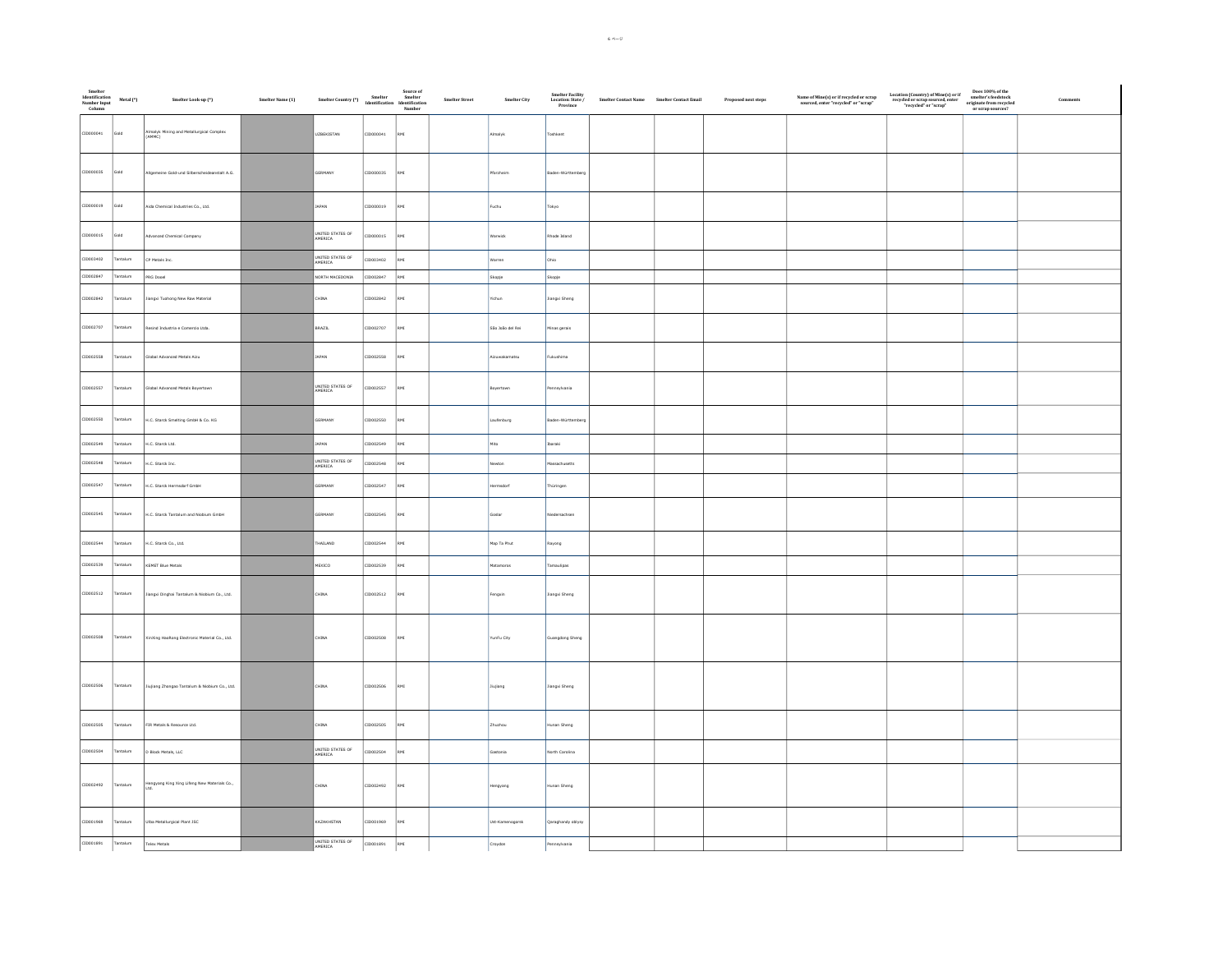| Smelter Identification Number Input Column | Metal (*) | Smelter Look-up (*) | Smelter Name (1) | Smelter Country (*) | Smelter Identification | Source of Smelter Identification Number | Smelter Street | Smelter City | Smelter Facility Location: State / Province | Smelter Contact Name | Smelter Contact Email | Proposed next steps | Name of Mine(s) or if recycled or scrap sourced, enter "recycled" or "scrap" | Location (Country) of Mine(s) or if recycled or scrap sourced, enter "recycled" or "scrap" | Does 100% of the smelter's feedstock originate from recycled or scrap sources? | Comments |
|---|---|---|---|---|---|---|---|---|---|---|---|---|---|---|---|---|
| CID000041 | Gold | Almalyk Mining and Metallurgical Complex (AMMC) | | UZBEKISTAN | CID000041 | RMI | | Almalyk | Tashkent | | | | | | | |
| CID000035 | Gold | Allgemeine Gold-und Silberscheideanstalt A.G. | | GERMANY | CID000035 | RMI | | Pforzheim | Baden-Württemberg | | | | | | | |
| CID000019 | Gold | Aida Chemical Industries Co., Ltd. | | JAPAN | CID000019 | RMI | | Fuchu | Tokyo | | | | | | | |
| CID000015 | Gold | Advanced Chemical Company | | UNITED STATES OF AMERICA | CID000015 | RMI | | Warwick | Rhode Island | | | | | | | |
| CID003402 | Tantalum | CP Metals Inc. | | UNITED STATES OF AMERICA | CID003402 | RMI | | Warren | Ohio | | | | | | | |
| CID002847 | Tantalum | PRG Dooel | | NORTH MACEDONIA | CID002847 | RMI | | Skopje | Skopje | | | | | | | |
| CID002842 | Tantalum | Jiangxi Tuohong New Raw Material | | CHINA | CID002842 | RMI | | Yichun | Jiangxi Sheng | | | | | | | |
| CID002707 | Tantalum | Resind Industria e Comercio Ltda. | | BRAZIL | CID002707 | RMI | | São João del Rei | Minas gerais | | | | | | | |
| CID002558 | Tantalum | Global Advanced Metals Aizu | | JAPAN | CID002558 | RMI | | Aizuwakamatsu | Fukushima | | | | | | | |
| CID002557 | Tantalum | Global Advanced Metals Boyertown | | UNITED STATES OF AMERICA | CID002557 | RMI | | Boyertown | Pennsylvania | | | | | | | |
| CID002550 | Tantalum | H.C. Starck Smelting GmbH & Co. KG | | GERMANY | CID002550 | RMI | | Laufenburg | Baden-Württemberg | | | | | | | |
| CID002549 | Tantalum | H.C. Starck Ltd. | | JAPAN | CID002549 | RMI | | Mito | Ibaraki | | | | | | | |
| CID002548 | Tantalum | H.C. Starck Inc. | | UNITED STATES OF AMERICA | CID002548 | RMI | | Newton | Massachusetts | | | | | | | |
| CID002547 | Tantalum | H.C. Starck Hermsdorf GmbH | | GERMANY | CID002547 | RMI | | Hermsdorf | Thüringen | | | | | | | |
| CID002545 | Tantalum | H.C. Starck Tantalum and Niobium GmbH | | GERMANY | CID002545 | RMI | | Goslar | Niedersachsen | | | | | | | |
| CID002544 | Tantalum | H.C. Starck Co., Ltd. | | THAILAND | CID002544 | RMI | | Map Ta Phut | Rayong | | | | | | | |
| CID002539 | Tantalum | KEMET Blue Metals | | MEXICO | CID002539 | RMI | | Matamoros | Tamaulipas | | | | | | | |
| CID002512 | Tantalum | Jiangxi Dinghai Tantalum & Niobium Co., Ltd. | | CHINA | CID002512 | RMI | | Fengxin | Jiangxi Sheng | | | | | | | |
| CID002508 | Tantalum | XinXing HaoRong Electronic Material Co., Ltd. | | CHINA | CID002508 | RMI | | YunFu City | Guangdong Sheng | | | | | | | |
| CID002506 | Tantalum | Jiujiang Zhongao Tantalum & Niobium Co., Ltd. | | CHINA | CID002506 | RMI | | Jiujiang | Jiangxi Sheng | | | | | | | |
| CID002505 | Tantalum | FIR Metals & Resource Ltd. | | CHINA | CID002505 | RMI | | Zhuzhou | Hunan Sheng | | | | | | | |
| CID002504 | Tantalum | D Block Metals, LLC | | UNITED STATES OF AMERICA | CID002504 | RMI | | Gastonia | North Carolina | | | | | | | |
| CID002492 | Tantalum | Hengyang King Xing Lifeng New Materials Co., Ltd. | | CHINA | CID002492 | RMI | | Hengyang | Hunan Sheng | | | | | | | |
| CID001969 | Tantalum | Ulba Metallurgical Plant JSC | | KAZAKHSTAN | CID001969 | RMI | | Ust-Kamenogorsk | Qaraghandy oblysy | | | | | | | |
| CID001891 | Tantalum | Telex Metals | | UNITED STATES OF AMERICA | CID001891 | RMI | | Croydon | Pennsylvania | | | | | | | |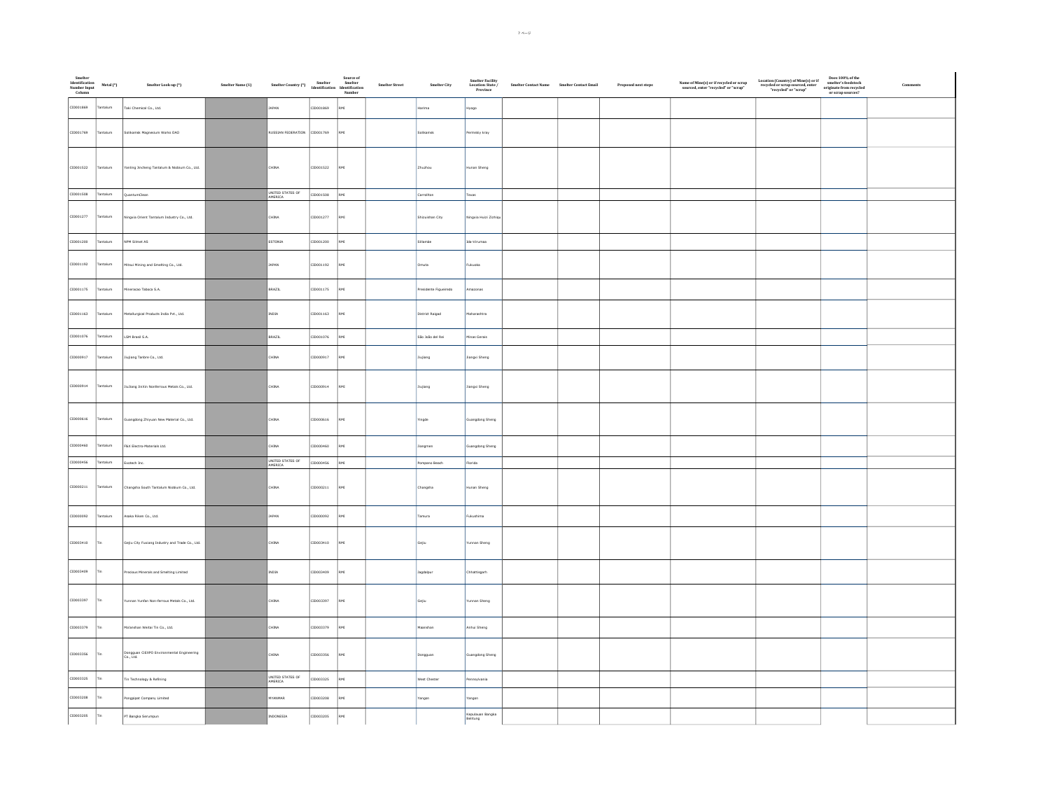| Smelter Identification Number Input Column | Metal (*) | Smelter Look-up (*) | Smelter Name (1) | Smelter Country (*) | Smelter Identification | Source of Smelter Identification Number | Smelter Street | Smelter City | Smelter Facility Location: State / Province | Smelter Contact Name | Smelter Contact Email | Proposed next steps | Name of Mine(s) or if recycled or scrap sourced, enter "recycled" or "scrap" | Location (Country) of Mine(s) or if recycled or scrap sourced, enter "recycled" or "scrap" | Does 100% of the smelter's feedstock originate from recycled or scrap sources? | Comments |
|---|---|---|---|---|---|---|---|---|---|---|---|---|---|---|---|---|
| CID001869 | Tantalum | Taki Chemical Co., Ltd. | | JAPAN | CID001869 | RMI | | Harima | Hyogo | | | | | | | |
| CID001769 | Tantalum | Solikamsk Magnesium Works OAO | | RUSSIAN FEDERATION | CID001769 | RMI | | Solikamsk | Permskiy kray | | | | | | | |
| CID001522 | Tantalum | Yanling Jincheng Tantalum & Niobium Co., Ltd. | | CHINA | CID001522 | RMI | | Zhuzhou | Hunan Sheng | | | | | | | |
| CID001508 | Tantalum | QuantumClean | | UNITED STATES OF AMERICA | CID001508 | RMI | | Carrollton | Texas | | | | | | | |
| CID001277 | Tantalum | Ningxia Orient Tantalum Industry Co., Ltd. | | CHINA | CID001277 | RMI | | Shizuishan City | Ningxia Huizi Zizhiqu | | | | | | | |
| CID001200 | Tantalum | NPM Silmet AS | | ESTONIA | CID001200 | RMI | | Sillamäe | Ida-Virumaa | | | | | | | |
| CID001192 | Tantalum | Mitsui Mining and Smelting Co., Ltd. | | JAPAN | CID001192 | RMI | | Omuta | Fukuoka | | | | | | | |
| CID001175 | Tantalum | Mineracao Taboca S.A. | | BRAZIL | CID001175 | RMI | | Presidente Figueiredo | Amazonas | | | | | | | |
| CID001163 | Tantalum | Metallurgical Products India Pvt., Ltd. | | INDIA | CID001163 | RMI | | District Raigad | Maharashtra | | | | | | | |
| CID001076 | Tantalum | LSM Brasil S.A. | | BRAZIL | CID001076 | RMI | | São João del Rei | Minas Gerais | | | | | | | |
| CID000917 | Tantalum | Jiujiang Tanbre Co., Ltd. | | CHINA | CID000917 | RMI | | Jiujiang | Jiangxi Sheng | | | | | | | |
| CID000914 | Tantalum | JiuJiang JinXin Nonferrous Metals Co., Ltd. | | CHINA | CID000914 | RMI | | Jiujiang | Jiangxi Sheng | | | | | | | |
| CID000616 | Tantalum | Guangdong Zhiyuan New Material Co., Ltd. | | CHINA | CID000616 | RMI | | Yingde | Guangdong Sheng | | | | | | | |
| CID000460 | Tantalum | F&X Electro-Materials Ltd. | | CHINA | CID000460 | RMI | | Jiangmen | Guangdong Sheng | | | | | | | |
| CID000456 | Tantalum | Exotech Inc. | | UNITED STATES OF AMERICA | CID000456 | RMI | | Pompano Beach | Florida | | | | | | | |
| CID000211 | Tantalum | Changsha South Tantalum Niobium Co., Ltd. | | CHINA | CID000211 | RMI | | Changsha | Hunan Sheng | | | | | | | |
| CID000092 | Tantalum | Asaka Riken Co., Ltd. | | JAPAN | CID000092 | RMI | | Tamura | Fukushima | | | | | | | |
| CID003410 | Tin | Gejiu City Fuxiang Industry and Trade Co., Ltd. | | CHINA | CID003410 | RMI | | Gejiu | Yunnan Sheng | | | | | | | |
| CID003409 | Tin | Precious Minerals and Smelting Limited | | INDIA | CID003409 | RMI | | Jagdalpur | Chhattisgarh | | | | | | | |
| CID003397 | Tin | Yunnan Yunfan Non-ferrous Metals Co., Ltd. | | CHINA | CID003397 | RMI | | Gejiu | Yunnan Sheng | | | | | | | |
| CID003379 | Tin | Ma'anshan Weitai Tin Co., Ltd. | | CHINA | CID003379 | RMI | | Maanshan | Anhui Sheng | | | | | | | |
| CID003356 | Tin | Dongguan CiEXPO Environmental Engineering Co., Ltd. | | CHINA | CID003356 | RMI | | Dongguan | Guangdong Sheng | | | | | | | |
| CID003325 | Tin | Tin Technology & Refining | | UNITED STATES OF AMERICA | CID003325 | RMI | | West Chester | Pennsylvania | | | | | | | |
| CID003208 | Tin | Pongpipat Company Limited | | MYANMAR | CID003208 | RMI | | Yangon | Yangon | | | | | | | |
| CID003205 | Tin | PT Bangka Serumpun | | INDONESIA | CID003205 | RMI | | | Kepulauan Bangka Belitung | | | | | | | |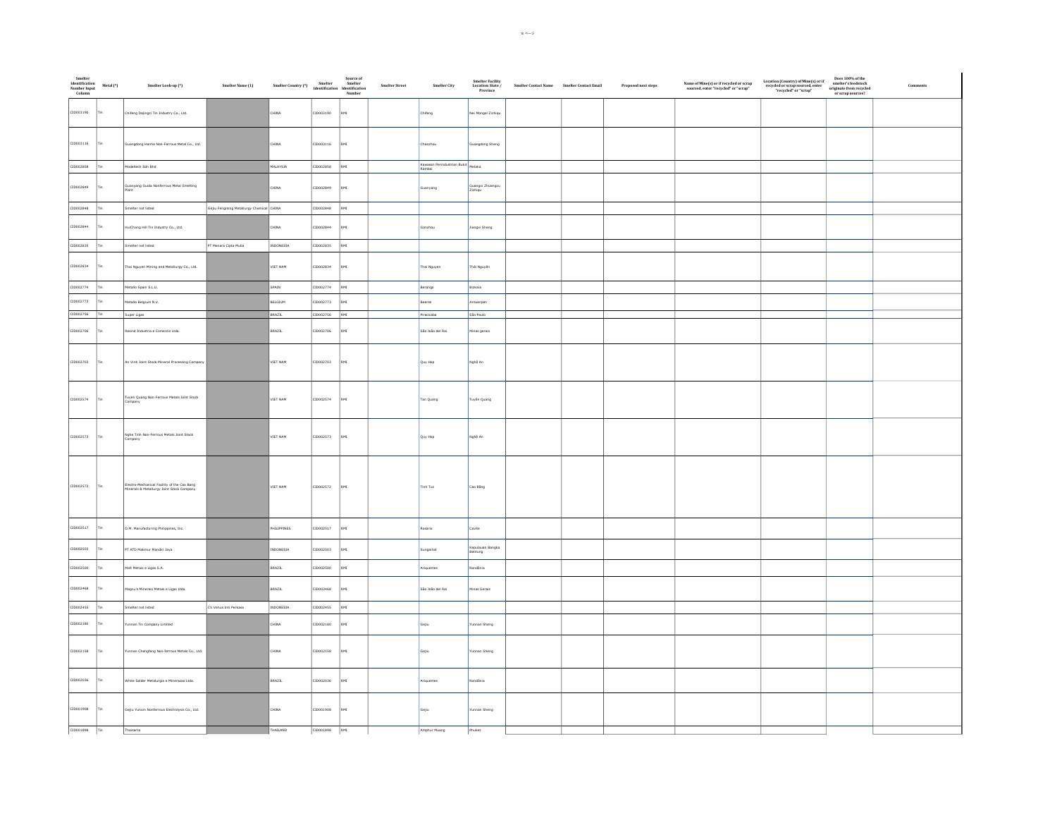| Smelter Identification Number Input Column | Metal (*) | Smelter Look-up (*) | Smelter Name (1) | Smelter Country (*) | Smelter Identification | Source of Smelter Identification Number | Smelter Street | Smelter City | Smelter Facility Location: State / Province | Smelter Contact Name | Smelter Contact Email | Proposed next steps | Name of Mine(s) or if recycled or scrap sourced, enter "recycled" or "scrap" | Location (Country) of Mine(s) or if recycled or scrap sourced, enter "recycled" or "scrap" | Does 100% of the smelter's feedstock originate from recycled or scrap sources? | Comments |
|---|---|---|---|---|---|---|---|---|---|---|---|---|---|---|---|---|
| CID003190 | Tin | Chifeng Dajingzi Tin Industry Co., Ltd. | | CHINA | CID003190 | RMI | | Chifeng | Nei Mongol Zizhiqu | | | | | | | |
| CID003116 | Tin | Guangdong Hanhe Non-Ferrous Metal Co., Ltd. | | CHINA | CID003116 | RMI | | Chaozhou | Guangdong Sheng | | | | | | | |
| CID002858 | Tin | Modeltech Sdn Bhd | | MALAYSIA | CID002858 | RMI | | Kawasan Perindustrian Bukit Rambai | Melaka | | | | | | | |
| CID002849 | Tin | Guanyang Guida Nonferrous Metal Smelting Plant | | CHINA | CID002849 | RMI | | Guanyang | Guangxi Zhuangzu Zizhiqu | | | | | | | |
| CID002848 | Tin | Smelter not listed | Gejiu Fengming Metallurgy Chemical | CHINA | CID002848 | RMI | | | | | | | | | | |
| CID002844 | Tin | HuiChang Hill Tin Industry Co., Ltd. | | CHINA | CID002844 | RMI | | Ganzhou | Jiangxi Sheng | | | | | | | |
| CID002835 | Tin | Smelter not listed | PT Menara Cipta Mulia | INDONESIA | CID002835 | RMI | | | | | | | | | | |
| CID002834 | Tin | Thai Nguyen Mining and Metallurgy Co., Ltd. | | VIET NAM | CID002834 | RMI | | Thai Nguyen | Thái Nguyên | | | | | | | |
| CID002774 | Tin | Metallo Spain S.L.U. | | SPAIN | CID002774 | RMI | | Berango | Bizkaia | | | | | | | |
| CID002773 | Tin | Metallo Belgium N.V. | | BELGIUM | CID002773 | RMI | | Beerse | Antwerpen | | | | | | | |
| CID002756 | Tin | Super Ligas | | BRAZIL | CID002756 | RMI | | Piracicaba | São Paulo | | | | | | | |
| CID002706 | Tin | Resind Indústria e Comércio Ltda. | | BRAZIL | CID002706 | RMI | | São João del Rei | Minas gerais | | | | | | | |
| CID002703 | Tin | An Vinh Joint Stock Mineral Processing Company | | VIET NAM | CID002703 | RMI | | Quy Hop | Nghệ An | | | | | | | |
| CID002574 | Tin | Tuyen Quang Non-Ferrous Metals Joint Stock Company | | VIET NAM | CID002574 | RMI | | Tan Quang | Tuyên Quang | | | | | | | |
| CID002573 | Tin | Nghe Tinh Non-Ferrous Metals Joint Stock Company | | VIET NAM | CID002573 | RMI | | Quy Hop | Nghệ An | | | | | | | |
| CID002572 | Tin | Electro-Mechanical Facility of the Cao Bang Minerals & Metallurgy Joint Stock Company | | VIET NAM | CID002572 | RMI | | Tinh Tuc | Cao Bằng | | | | | | | |
| CID002517 | Tin | O.M. Manufacturing Philippines, Inc. | | PHILIPPINES | CID002517 | RMI | | Rosario | Cavite | | | | | | | |
| CID002503 | Tin | PT ATD Makmur Mandiri Jaya | | INDONESIA | CID002503 | RMI | | Sungailiat | Kepulauan Bangka Belitung | | | | | | | |
| CID002500 | Tin | Melt Metais e Ligas S.A. | | BRAZIL | CID002500 | RMI | | Ariquemes | Rondônia | | | | | | | |
| CID002468 | Tin | Magnu's Minerais Metais e Ligas Ltda. | | BRAZIL | CID002468 | RMI | | São João del Rei | Minas Gerais | | | | | | | |
| CID002455 | Tin | Smelter not listed | CV Venus Inti Perkasa | INDONESIA | CID002455 | RMI | | | | | | | | | | |
| CID002180 | Tin | Yunnan Tin Company Limited | | CHINA | CID002180 | RMI | | Gejiu | Yunnan Sheng | | | | | | | |
| CID002158 | Tin | Yunnan Chengfeng Non-ferrous Metals Co., Ltd. | | CHINA | CID002158 | RMI | | Gejiu | Yunnan Sheng | | | | | | | |
| CID002036 | Tin | White Solder Metalurgia e Mineração Ltda. | | BRAZIL | CID002036 | RMI | | Ariquemes | Rondônia | | | | | | | |
| CID001908 | Tin | Gejiu Yunxin Nonferrous Electrolysis Co., Ltd. | | CHINA | CID001908 | RMI | | Gejiu | Yunnan Sheng | | | | | | | |
| CID001898 | Tin | Thaisarco | | THAILAND | CID001898 | RMI | | Amphur Muang | Phuket | | | | | | | |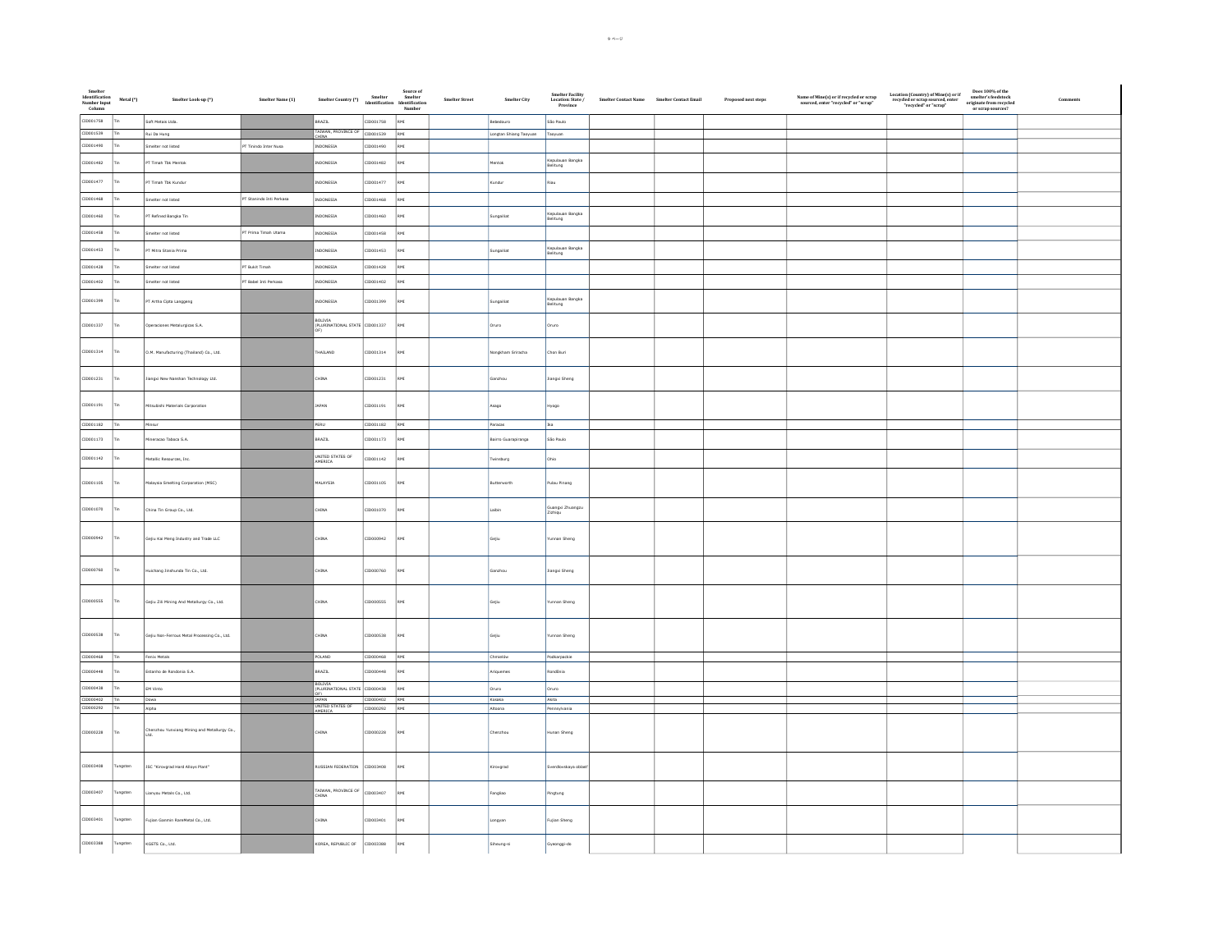| Smelter Identification Number Input Column | Metal (*) | Smelter Look-up (*) | Smelter Name (1) | Smelter Country (*) | Smelter Identification | Source of Smelter Identification Number | Smelter Street | Smelter City | Smelter Facility Location: State / Province | Smelter Contact Name | Smelter Contact Email | Proposed next steps | Name of Mine(s) or if recycled or scrap sourced, enter "recycled" or "scrap" | Location (Country) of Mine(s) or if recycled or scrap sourced, enter "recycled" or "scrap" | Does 100% of the smelter's feedstock originate from recycled or scrap sources? | Comments |
|---|---|---|---|---|---|---|---|---|---|---|---|---|---|---|---|---|
| CID001758 | Tin | Soft Metais Ltda. | | BRAZIL | CID001758 | RMI | | Bebedouro | São Paulo | | | | | | | |
| CID001539 | Tin | Rui Da Hung | | TAIWAN, PROVINCE OF CHINA | CID001539 | RMI | | Longtan Shiang Taoyuan | Taoyuan | | | | | | | |
| CID001490 | Tin | Smelter not listed | PT Tinindo Inter Nusa | INDONESIA | CID001490 | RMI | | | | | | | | | | |
| CID001482 | Tin | PT Timah Tbk Mentok | | INDONESIA | CID001482 | RMI | | Mentok | Kepulauan Bangka Belitung | | | | | | | |
| CID001477 | Tin | PT Timah Tbk Kundur | | INDONESIA | CID001477 | RMI | | Kundur | Riau | | | | | | | |
| CID001468 | Tin | Smelter not listed | PT Stanindo Inti Perkasa | INDONESIA | CID001468 | RMI | | | | | | | | | | |
| CID001460 | Tin | PT Refined Bangka Tin | | INDONESIA | CID001460 | RMI | | Sungailiat | Kepulauan Bangka Belitung | | | | | | | |
| CID001458 | Tin | Smelter not listed | PT Prima Timah Utama | INDONESIA | CID001458 | RMI | | | | | | | | | | |
| CID001453 | Tin | PT Mitra Stania Prima | | INDONESIA | CID001453 | RMI | | Sungailiat | Kepulauan Bangka Belitung | | | | | | | |
| CID001428 | Tin | Smelter not listed | PT Bukit Timah | INDONESIA | CID001428 | RMI | | | | | | | | | | |
| CID001402 | Tin | Smelter not listed | PT Babel Inti Perkasa | INDONESIA | CID001402 | RMI | | | | | | | | | | |
| CID001399 | Tin | PT Artha Cipta Langgeng | | INDONESIA | CID001399 | RMI | | Sungailiat | Kepulauan Bangka Belitung | | | | | | | |
| CID001337 | Tin | Operaciones Metalurgicas S.A. | | BOLIVIA (PLURINATIONAL STATE OF) | CID001337 | RMI | | Oruro | Oruro | | | | | | | |
| CID001314 | Tin | O.M. Manufacturing (Thailand) Co., Ltd. | | THAILAND | CID001314 | RMI | | Nongkham Sriracha | Chon Buri | | | | | | | |
| CID001231 | Tin | Jiangxi New Nanshan Technology Ltd. | | CHINA | CID001231 | RMI | | Ganzhou | Jiangxi Sheng | | | | | | | |
| CID001191 | Tin | Mitsubishi Materials Corporation | | JAPAN | CID001191 | RMI | | Asago | Hyogo | | | | | | | |
| CID001182 | Tin | Minsur | | PERU | CID001182 | RMI | | Paracas | Ica | | | | | | | |
| CID001173 | Tin | Mineracao Taboca S.A. | | BRAZIL | CID001173 | RMI | | Bairro Guarapiranga | São Paulo | | | | | | | |
| CID001142 | Tin | Metallic Resources, Inc. | | UNITED STATES OF AMERICA | CID001142 | RMI | | Twinsburg | Ohio | | | | | | | |
| CID001105 | Tin | Malaysia Smelting Corporation (MSC) | | MALAYSIA | CID001105 | RMI | | Butterworth | Pulau Pinang | | | | | | | |
| CID001070 | Tin | China Tin Group Co., Ltd. | | CHINA | CID001070 | RMI | | Laibin | Guangxi Zhuangzu Zizhiqu | | | | | | | |
| CID000942 | Tin | Gejiu Kai Meng Industry and Trade LLC | | CHINA | CID000942 | RMI | | Gejiu | Yunnan Sheng | | | | | | | |
| CID000760 | Tin | Huichang Jinshunda Tin Co., Ltd. | | CHINA | CID000760 | RMI | | Ganzhou | Jiangxi Sheng | | | | | | | |
| CID000555 | Tin | Gejiu Zili Mining And Metallurgy Co., Ltd. | | CHINA | CID000555 | RMI | | Gejiu | Yunnan Sheng | | | | | | | |
| CID000538 | Tin | Gejiu Non-Ferrous Metal Processing Co., Ltd. | | CHINA | CID000538 | RMI | | Gejiu | Yunnan Sheng | | | | | | | |
| CID000468 | Tin | Fenix Metals | | POLAND | CID000468 | RMI | | Chmielów | Podkarpackie | | | | | | | |
| CID000448 | Tin | Estanho de Rondonia S.A. | | BRAZIL | CID000448 | RMI | | Ariquemes | Rondônia | | | | | | | |
| CID000438 | Tin | EM Vinto | | BOLIVIA (PLURINATIONAL STATE OF) | CID000438 | RMI | | Oruro | Oruro | | | | | | | |
| CID000402 | Tin | Dowa | | JAPAN | CID000402 | RMI | | Kosaka | Akita | | | | | | | |
| CID000292 | Tin | Alpha | | UNITED STATES OF AMERICA | CID000292 | RMI | | Altoona | Pennsylvania | | | | | | | |
| CID000228 | Tin | Chenzhou Yunxiang Mining and Metallurgy Co., Ltd. | | CHINA | CID000228 | RMI | | Chenzhou | Hunan Sheng | | | | | | | |
| CID003408 | Tungsten | JSC "Kirovgrad Hard Alloys Plant" | | RUSSIAN FEDERATION | CID003408 | RMI | | Kirovgrad | Sverdlovskaya oblast' | | | | | | | |
| CID003407 | Tungsten | Lianyou Metals Co., Ltd. | | TAIWAN, PROVINCE OF CHINA | CID003407 | RMI | | Fangliao | Pingtung | | | | | | | |
| CID003401 | Tungsten | Fujian Ganmin RareMetal Co., Ltd. | | CHINA | CID003401 | RMI | | Longyan | Fujian Sheng | | | | | | | |
| CID003388 | Tungsten | KGETS Co., Ltd. | | KOREA, REPUBLIC OF | CID003388 | RMI | | Siheung-si | Gyeonggi-do | | | | | | | |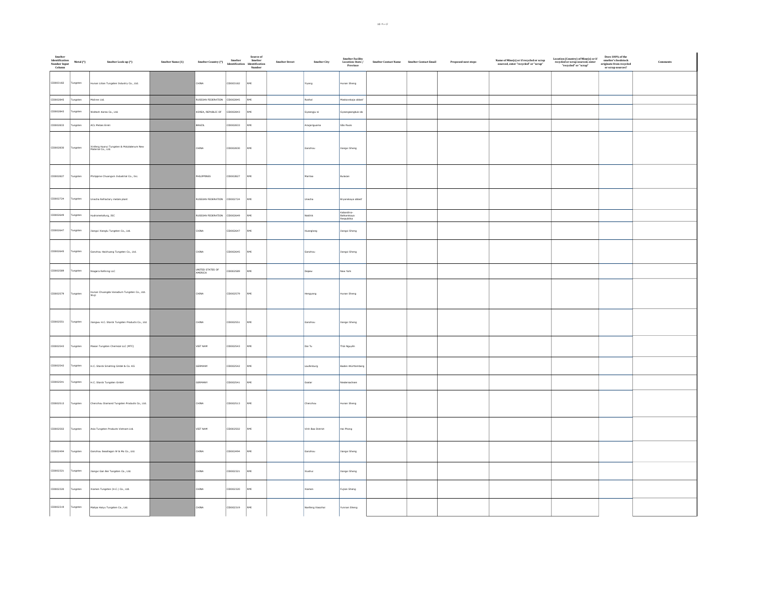| Smelter Identification Number Input Column | Metal (*) | Smelter Look-up (*) | Smelter Name (1) | Smelter Country (*) | Smelter Identification | Source of Smelter Identification Number | Smelter Street | Smelter City | Smelter Facility Location: State / Province | Smelter Contact Name | Smelter Contact Email | Proposed next steps | Name of Mine(s) or if recycled or scrap sourced, enter "recycled" or "scrap" | Location (Country) of Mine(s) or if recycled or scrap sourced, enter "recycled" or "scrap" | Does 100% of the smelter's feedstock originate from recycled or scrap sources? | Comments |
|---|---|---|---|---|---|---|---|---|---|---|---|---|---|---|---|---|
| CID003182 | Tungsten | Hunan Litian Tungsten Industry Co., Ltd. | | CHINA | CID003182 | RMI | | Yiyang | Hunan Sheng | | | | | | | |
| CID002845 | Tungsten | Moliren Ltd. | | RUSSIAN FEDERATION | CID002845 | RMI | | Roshal | Moskovskaja oblast' | | | | | | | |
| CID002843 | Tungsten | Woltech Korea Co., Ltd. | | KOREA, REPUBLIC OF | CID002843 | RMI | | Gyeongju-si | Gyeongsangbuk-do | | | | | | | |
| CID002833 | Tungsten | ACL Metais Eireli | | BRAZIL | CID002833 | RMI | | Araçariguama | São Paulo | | | | | | | |
| CID002830 | Tungsten | Xinfeng Huarui Tungsten & Molybdenum New Material Co., Ltd. | | CHINA | CID002830 | RMI | | Ganzhou | Jiangxi Sheng | | | | | | | |
| CID002827 | Tungsten | Philippine Chuangxin Industrial Co., Inc. | | PHILIPPINES | CID002827 | RMI | | Marilao | Bulacan | | | | | | | |
| CID002724 | Tungsten | Unecha Refractory metals plant | | RUSSIAN FEDERATION | CID002724 | RMI | | Unecha | Bryanskaya oblast' | | | | | | | |
| CID002649 | Tungsten | Hydrometallurg, JSC | | RUSSIAN FEDERATION | CID002649 | RMI | | Nalchik | Kabardino-Balkarskaya Respublika | | | | | | | |
| CID002647 | Tungsten | Jiangxi Xianglu Tungsten Co., Ltd. | | CHINA | CID002647 | RMI | | Huangfang | Jiangxi Sheng | | | | | | | |
| CID002645 | Tungsten | Ganzhou Haichuang Tungsten Co., Ltd. | | CHINA | CID002645 | RMI | | Ganzhou | Jiangxi Sheng | | | | | | | |
| CID002589 | Tungsten | Niagara Refining LLC | | UNITED STATES OF AMERICA | CID002589 | RMI | | Depew | New York | | | | | | | |
| CID002579 | Tungsten | Hunan Chuangda Vanadium Tungsten Co., Ltd. Wuji | | CHINA | CID002579 | RMI | | Hengyang | Hunan Sheng | | | | | | | |
| CID002551 | Tungsten | Jiangwu H.C. Starck Tungsten Products Co., Ltd. | | CHINA | CID002551 | RMI | | Ganzhou | Jiangxi Sheng | | | | | | | |
| CID002543 | Tungsten | Masan Tungsten Chemical LLC (MTC) | | VIET NAM | CID002543 | RMI | | Dai Tu | Thái Nguyên | | | | | | | |
| CID002542 | Tungsten | H.C. Starck Smelting GmbH & Co. KG | | GERMANY | CID002542 | RMI | | Laufenburg | Baden-Württemberg | | | | | | | |
| CID002541 | Tungsten | H.C. Starck Tungsten GmbH | | GERMANY | CID002541 | RMI | | Goslar | Niedersachsen | | | | | | | |
| CID002513 | Tungsten | Chenzhou Diamond Tungsten Products Co., Ltd. | | CHINA | CID002513 | RMI | | Chenzhou | Hunan Sheng | | | | | | | |
| CID002502 | Tungsten | Asia Tungsten Products Vietnam Ltd. | | VIET NAM | CID002502 | RMI | | Vinh Bao District | Hai Phong | | | | | | | |
| CID002494 | Tungsten | Ganzhou Seadragon W & Mo Co., Ltd. | | CHINA | CID002494 | RMI | | Ganzhou | Jiangxi Sheng | | | | | | | |
| CID002321 | Tungsten | Jiangxi Gan Bei Tungsten Co., Ltd. | | CHINA | CID002321 | RMI | | Xiushui | Jiangxi Sheng | | | | | | | |
| CID002320 | Tungsten | Xiamen Tungsten (H.C.) Co., Ltd. | | CHINA | CID002320 | RMI | | Xiamen | Fujian Sheng | | | | | | | |
| CID002319 | Tungsten | Malipo Haiyu Tungsten Co., Ltd. | | CHINA | CID002319 | RMI | | Nanfeng Xiaozhai | Yunnan Sheng | | | | | | | |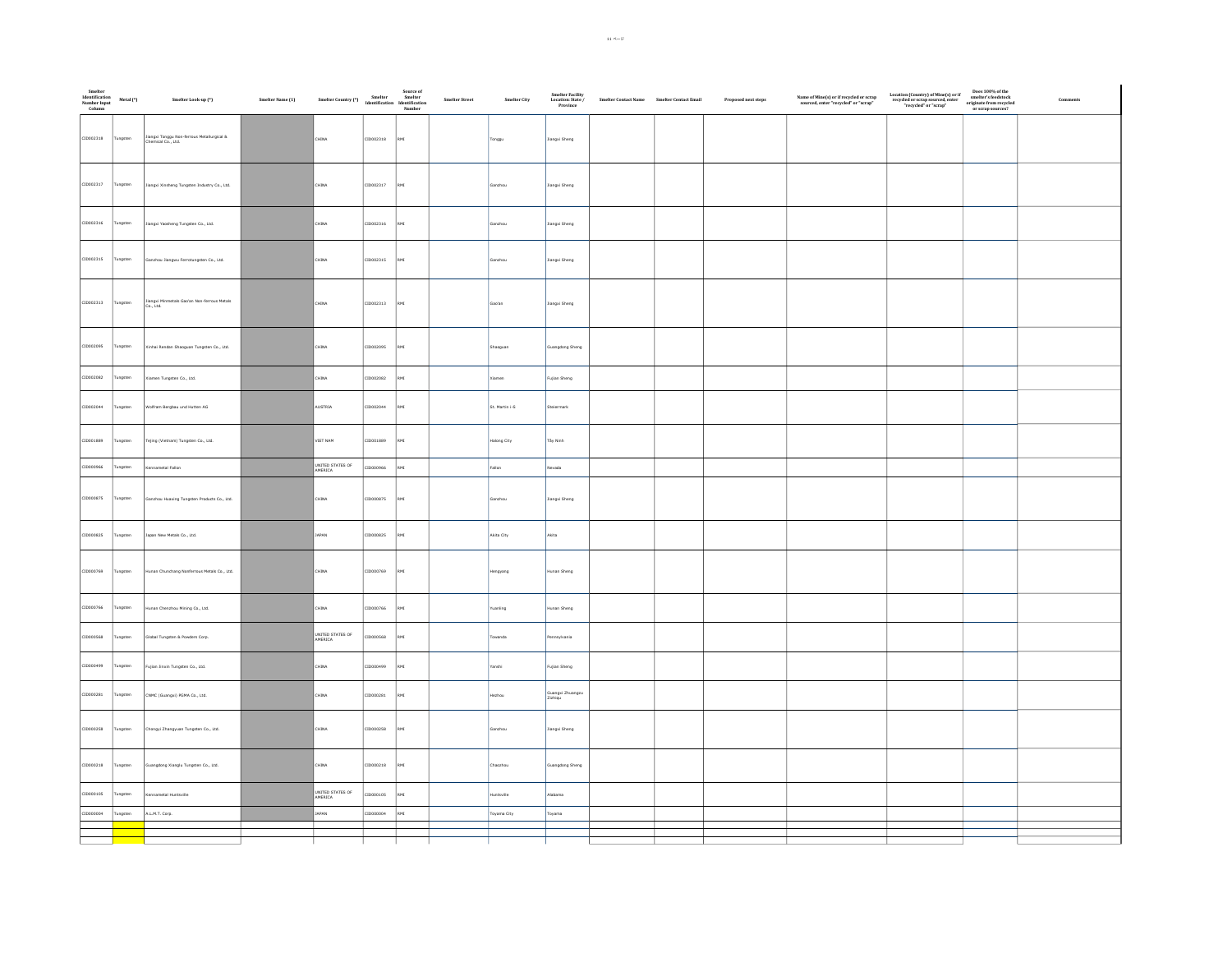| Smelter Identification Number Input Column | Metal (*) | Smelter Look-up (*) | Smelter Name (1) | Smelter Country (*) | Smelter Identification | Source of Smelter Identification Number | Smelter Street | Smelter City | Smelter Facility Location: State / Province | Smelter Contact Name | Smelter Contact Email | Proposed next steps | Name of Mine(s) or if recycled or scrap sourced, enter "recycled" or "scrap" | Location (Country) of Mine(s) or if recycled or scrap sourced, enter "recycled" or "scrap" | Does 100% of the smelter's feedstock originate from recycled or scrap sources? | Comments |
|---|---|---|---|---|---|---|---|---|---|---|---|---|---|---|---|---|
| CID002318 | Tungsten | Jiangxi Tonggu Non-ferrous Metallurgical & Chemical Co., Ltd. | | CHINA | CID002318 | RMI | | Tonggu | Jiangxi Sheng | | | | | | | |
| CID002317 | Tungsten | Jiangxi Xinsheng Tungsten Industry Co., Ltd. | | CHINA | CID002317 | RMI | | Ganzhou | Jiangxi Sheng | | | | | | | |
| CID002316 | Tungsten | Jiangxi Yaosheng Tungsten Co., Ltd. | | CHINA | CID002316 | RMI | | Ganzhou | Jiangxi Sheng | | | | | | | |
| CID002315 | Tungsten | Ganzhou Jiangwu Ferrotungsten Co., Ltd. | | CHINA | CID002315 | RMI | | Ganzhou | Jiangxi Sheng | | | | | | | |
| CID002313 | Tungsten | Jiangxi Minmetals Gao'an Non-ferrous Metals Co., Ltd. | | CHINA | CID002313 | RMI | | Gao'an | Jiangxi Sheng | | | | | | | |
| CID002095 | Tungsten | Xinhai Rendan Shaoguan Tungsten Co., Ltd. | | CHINA | CID002095 | RMI | | Shaoguan | Guangdong Sheng | | | | | | | |
| CID002082 | Tungsten | Xiamen Tungsten Co., Ltd. | | CHINA | CID002082 | RMI | | Xiamen | Fujian Sheng | | | | | | | |
| CID002044 | Tungsten | Wolfram Bergbau und Hutten AG | | AUSTRIA | CID002044 | RMI | | St. Martin i-S | Steiermark | | | | | | | |
| CID001889 | Tungsten | Tejing (Vietnam) Tungsten Co., Ltd. | | VIET NAM | CID001889 | RMI | | Halong City | Tây Ninh | | | | | | | |
| CID000966 | Tungsten | Kennametal Fallon | | UNITED STATES OF AMERICA | CID000966 | RMI | | Fallon | Nevada | | | | | | | |
| CID000875 | Tungsten | Ganzhou Huaxing Tungsten Products Co., Ltd. | | CHINA | CID000875 | RMI | | Ganzhou | Jiangxi Sheng | | | | | | | |
| CID000825 | Tungsten | Japan New Metals Co., Ltd. | | JAPAN | CID000825 | RMI | | Akita City | Akita | | | | | | | |
| CID000769 | Tungsten | Hunan Chunchang Nonferrous Metals Co., Ltd. | | CHINA | CID000769 | RMI | | Hengyang | Hunan Sheng | | | | | | | |
| CID000766 | Tungsten | Hunan Chenzhou Mining Co., Ltd. | | CHINA | CID000766 | RMI | | Yuanling | Hunan Sheng | | | | | | | |
| CID000568 | Tungsten | Global Tungsten & Powders Corp. | | UNITED STATES OF AMERICA | CID000568 | RMI | | Towanda | Pennsylvania | | | | | | | |
| CID000499 | Tungsten | Fujian Jinxin Tungsten Co., Ltd. | | CHINA | CID000499 | RMI | | Yanshi | Fujian Sheng | | | | | | | |
| CID000281 | Tungsten | CNMC (Guangxi) PGMA Co., Ltd. | | CHINA | CID000281 | RMI | | Hezhou | Guangxi Zhuangzu Zizhiqu | | | | | | | |
| CID000258 | Tungsten | Chongyi Zhangyuan Tungsten Co., Ltd. | | CHINA | CID000258 | RMI | | Ganzhou | Jiangxi Sheng | | | | | | | |
| CID000218 | Tungsten | Guangdong Xianglu Tungsten Co., Ltd. | | CHINA | CID000218 | RMI | | Chaozhou | Guangdong Sheng | | | | | | | |
| CID000105 | Tungsten | Kennametal Huntsville | | UNITED STATES OF AMERICA | CID000105 | RMI | | Huntsville | Alabama | | | | | | | |
| CID000004 | Tungsten | A.L.M.T. Corp. | | JAPAN | CID000004 | RMI | | Toyama City | Toyama | | | | | | | |